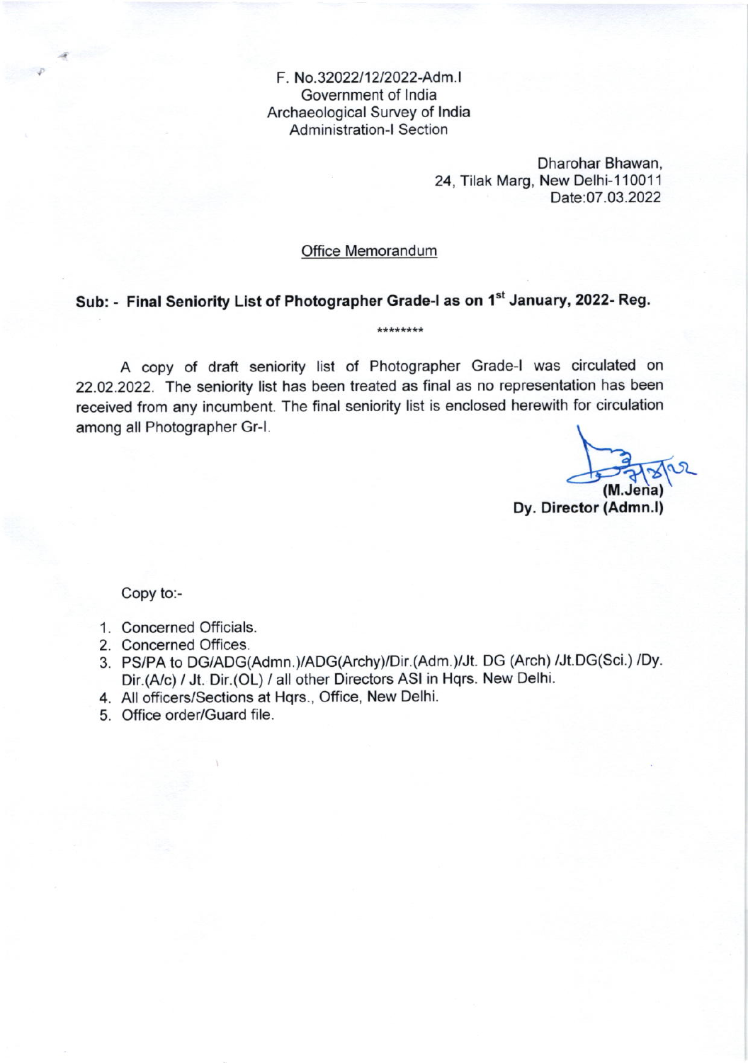F. No.32022/12/2022-Adm.I
Government of India
Archaeological Survey of India
Administration-I Section

Dharohar Bhawan,
24, Tilak Marg, New Delhi-110011
Date:07.03.2022

Office Memorandum

**Sub: - Final Seniority List of Photographer Grade-I as on 1st January, 2022- Reg.**

********

A copy of draft seniority list of Photographer Grade-I was circulated on 22.02.2022. The seniority list has been treated as final as no representation has been received from any incumbent. The final seniority list is enclosed herewith for circulation among all Photographer Gr-I.

**(M.Jena)**
**Dy. Director (Admn.I)**

Copy to:-

1. Concerned Officials.
2. Concerned Offices.
3. PS/PA to DG/ADG(Admn.)/ADG(Archy)/Dir.(Adm.)/Jt. DG (Arch) /Jt.DG(Sci.) /Dy. Dir.(A/c) / Jt. Dir.(OL) / all other Directors ASI in Hqrs. New Delhi.
4. All officers/Sections at Hqrs., Office, New Delhi.
5. Office order/Guard file.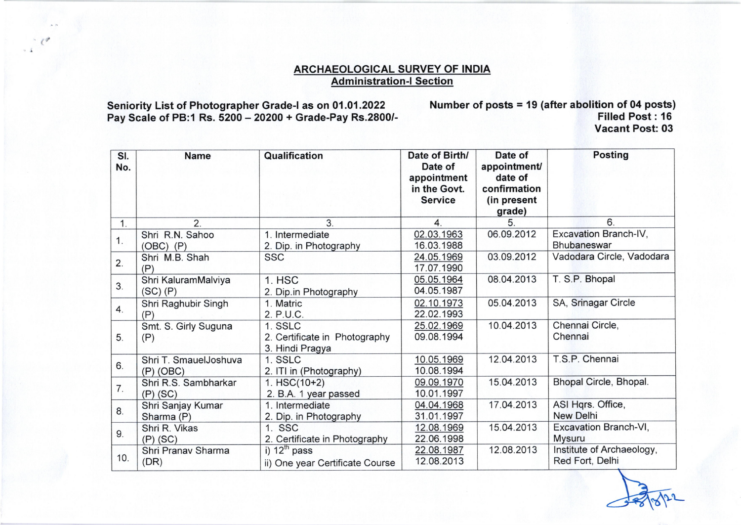# ARCHAEOLOGICAL SURVEY OF INDIA

## Administration-I Section

**Seniority List of Photographer Grade-I as on 01.01.2022**
**Pay Scale of PB:1 Rs. 5200 – 20200 + Grade-Pay Rs.2800/-**

**Number of posts = 19 (after abolition of 04 posts)**
**Filled Post : 16**
**Vacant Post: 03**

| Sl. No. | Name | Qualification | Date of Birth/ Date of appointment in the Govt. Service | Date of appointment/ date of confirmation (in present grade) | Posting |
|---|---|---|---|---|---|
| 1. | 2. | 3. | 4. | 5. | 6. |
| 1. | Shri R.N. Sahoo (OBC) (P) | 1. Intermediate 2. Dip. in Photography | 02.03.1963 16.03.1988 | 06.09.2012 | Excavation Branch-IV, Bhubaneswar |
| 2. | Shri M.B. Shah (P) | SSC | 24.05.1969 17.07.1990 | 03.09.2012 | Vadodara Circle, Vadodara |
| 3. | Shri KaluramMalviya (SC) (P) | 1. HSC 2. Dip.in Photography | 05.05.1964 04.05.1987 | 08.04.2013 | T. S.P. Bhopal |
| 4. | Shri Raghubir Singh (P) | 1. Matric 2. P.U.C. | 02.10.1973 22.02.1993 | 05.04.2013 | SA, Srinagar Circle |
| 5. | Smt. S. Girly Suguna (P) | 1. SSLC 2. Certificate in Photography 3. Hindi Pragya | 25.02.1969 09.08.1994 | 10.04.2013 | Chennai Circle, Chennai |
| 6. | Shri T. SmauelJoshuva (P) (OBC) | 1. SSLC 2. ITI in (Photography) | 10.05.1969 10.08.1994 | 12.04.2013 | T.S.P. Chennai |
| 7. | Shri R.S. Sambharkar (P) (SC) | 1. HSC(10+2) 2. B.A. 1 year passed | 09.09.1970 10.01.1997 | 15.04.2013 | Bhopal Circle, Bhopal. |
| 8. | Shri Sanjay Kumar Sharma (P) | 1. Intermediate 2. Dip. in Photography | 04.04.1968 31.01.1997 | 17.04.2013 | ASI Hqrs. Office, New Delhi |
| 9. | Shri R. Vikas (P) (SC) | 1. SSC 2. Certificate in Photography | 12.08.1969 22.06.1998 | 15.04.2013 | Excavation Branch-VI, Mysuru |
| 10. | Shri Pranav Sharma (DR) | i) 12th pass ii) One year Certificate Course | 22.08.1987 12.08.2013 | 12.08.2013 | Institute of Archaeology, Red Fort, Delhi |